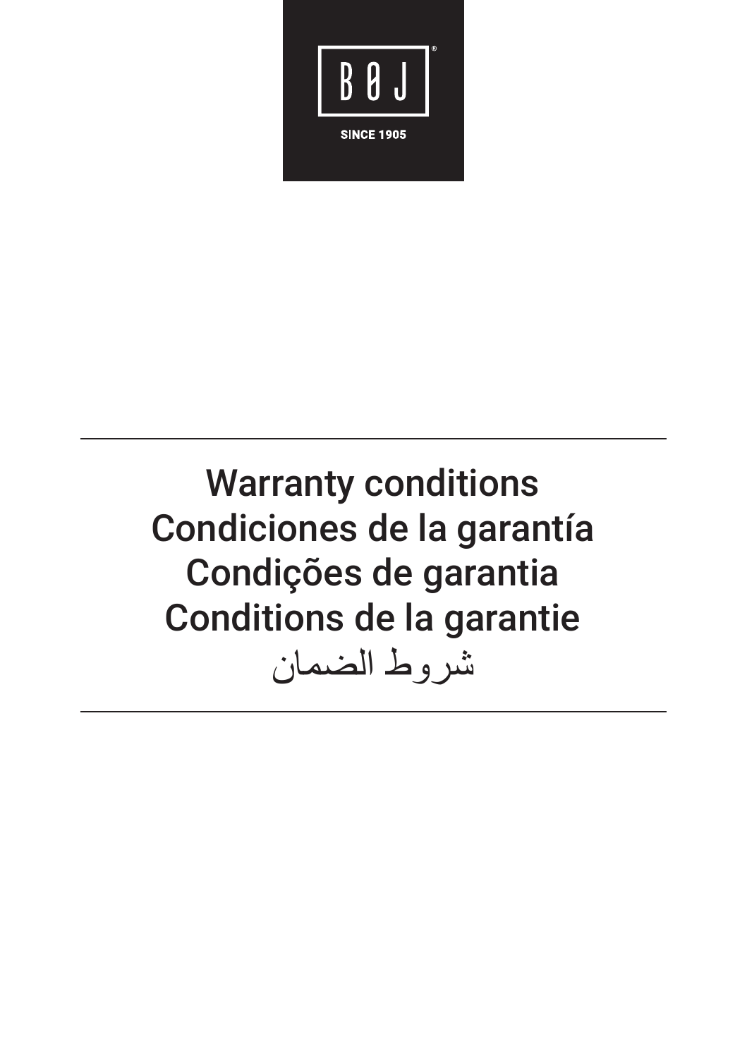BØJ®

SINCE 1905

# Warranty conditions
# Condiciones de la garantía
# Condições de garantia
# Conditions de la garantie
# شروط الضمان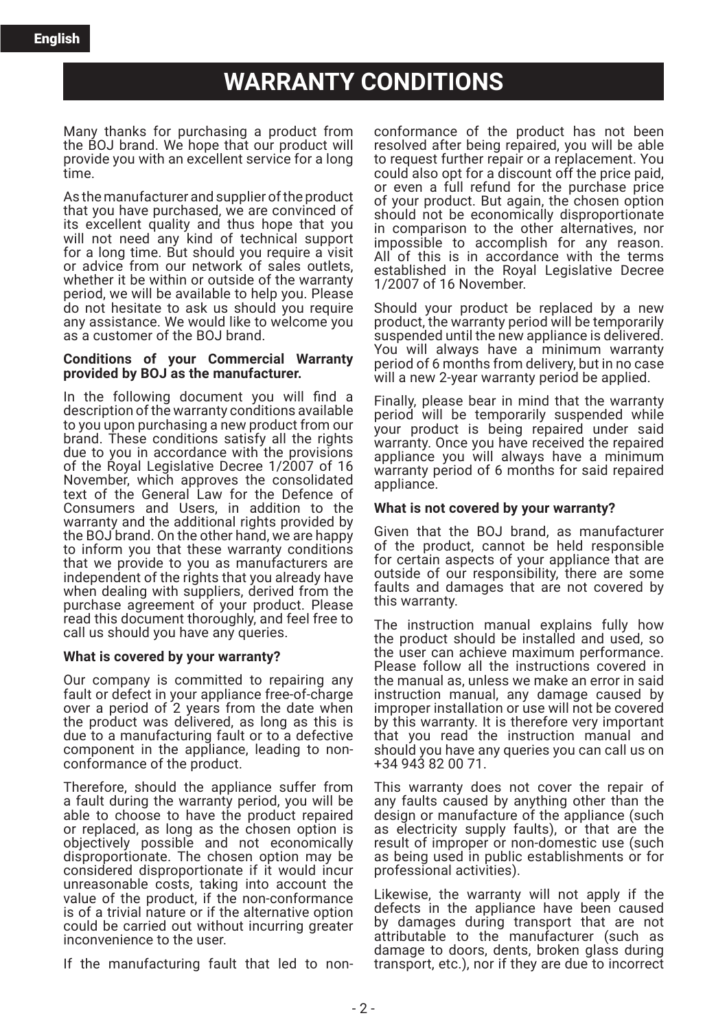English

# WARRANTY CONDITIONS

Many thanks for purchasing a product from the BOJ brand. We hope that our product will provide you with an excellent service for a long time.

As the manufacturer and supplier of the product that you have purchased, we are convinced of its excellent quality and thus hope that you will not need any kind of technical support for a long time. But should you require a visit or advice from our network of sales outlets, whether it be within or outside of the warranty period, we will be available to help you. Please do not hesitate to ask us should you require any assistance. We would like to welcome you as a customer of the BOJ brand.

**Conditions of your Commercial Warranty provided by BOJ as the manufacturer.**

In the following document you will find a description of the warranty conditions available to you upon purchasing a new product from our brand. These conditions satisfy all the rights due to you in accordance with the provisions of the Royal Legislative Decree 1/2007 of 16 November, which approves the consolidated text of the General Law for the Defence of Consumers and Users, in addition to the warranty and the additional rights provided by the BOJ brand. On the other hand, we are happy to inform you that these warranty conditions that we provide to you as manufacturers are independent of the rights that you already have when dealing with suppliers, derived from the purchase agreement of your product. Please read this document thoroughly, and feel free to call us should you have any queries.

**What is covered by your warranty?**

Our company is committed to repairing any fault or defect in your appliance free-of-charge over a period of 2 years from the date when the product was delivered, as long as this is due to a manufacturing fault or to a defective component in the appliance, leading to non-conformance of the product.

Therefore, should the appliance suffer from a fault during the warranty period, you will be able to choose to have the product repaired or replaced, as long as the chosen option is objectively possible and not economically disproportionate. The chosen option may be considered disproportionate if it would incur unreasonable costs, taking into account the value of the product, if the non-conformance is of a trivial nature or if the alternative option could be carried out without incurring greater inconvenience to the user.

If the manufacturing fault that led to non-conformance of the product has not been resolved after being repaired, you will be able to request further repair or a replacement. You could also opt for a discount off the price paid, or even a full refund for the purchase price of your product. But again, the chosen option should not be economically disproportionate in comparison to the other alternatives, nor impossible to accomplish for any reason. All of this is in accordance with the terms established in the Royal Legislative Decree 1/2007 of 16 November.

Should your product be replaced by a new product, the warranty period will be temporarily suspended until the new appliance is delivered. You will always have a minimum warranty period of 6 months from delivery, but in no case will a new 2-year warranty period be applied.

Finally, please bear in mind that the warranty period will be temporarily suspended while your product is being repaired under said warranty. Once you have received the repaired appliance you will always have a minimum warranty period of 6 months for said repaired appliance.

**What is not covered by your warranty?**

Given that the BOJ brand, as manufacturer of the product, cannot be held responsible for certain aspects of your appliance that are outside of our responsibility, there are some faults and damages that are not covered by this warranty.

The instruction manual explains fully how the product should be installed and used, so the user can achieve maximum performance. Please follow all the instructions covered in the manual as, unless we make an error in said instruction manual, any damage caused by improper installation or use will not be covered by this warranty. It is therefore very important that you read the instruction manual and should you have any queries you can call us on +34 943 82 00 71.

This warranty does not cover the repair of any faults caused by anything other than the design or manufacture of the appliance (such as electricity supply faults), or that are the result of improper or non-domestic use (such as being used in public establishments or for professional activities).

Likewise, the warranty will not apply if the defects in the appliance have been caused by damages during transport that are not attributable to the manufacturer (such as damage to doors, dents, broken glass during transport, etc.), nor if they are due to incorrect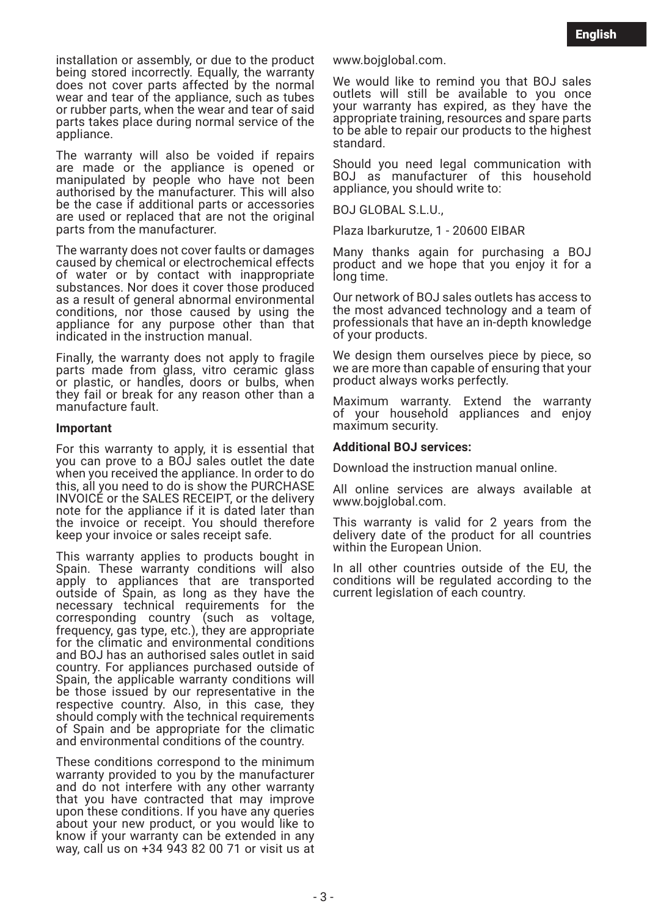installation or assembly, or due to the product being stored incorrectly. Equally, the warranty does not cover parts affected by the normal wear and tear of the appliance, such as tubes or rubber parts, when the wear and tear of said parts takes place during normal service of the appliance.

The warranty will also be voided if repairs are made or the appliance is opened or manipulated by people who have not been authorised by the manufacturer. This will also be the case if additional parts or accessories are used or replaced that are not the original parts from the manufacturer.

The warranty does not cover faults or damages caused by chemical or electrochemical effects of water or by contact with inappropriate substances. Nor does it cover those produced as a result of general abnormal environmental conditions, nor those caused by using the appliance for any purpose other than that indicated in the instruction manual.

Finally, the warranty does not apply to fragile parts made from glass, vitro ceramic glass or plastic, or handles, doors or bulbs, when they fail or break for any reason other than a manufacture fault.

**Important**

For this warranty to apply, it is essential that you can prove to a BOJ sales outlet the date when you received the appliance. In order to do this, all you need to do is show the PURCHASE INVOICE or the SALES RECEIPT, or the delivery note for the appliance if it is dated later than the invoice or receipt. You should therefore keep your invoice or sales receipt safe.

This warranty applies to products bought in Spain. These warranty conditions will also apply to appliances that are transported outside of Spain, as long as they have the necessary technical requirements for the corresponding country (such as voltage, frequency, gas type, etc.), they are appropriate for the climatic and environmental conditions and BOJ has an authorised sales outlet in said country. For appliances purchased outside of Spain, the applicable warranty conditions will be those issued by our representative in the respective country. Also, in this case, they should comply with the technical requirements of Spain and be appropriate for the climatic and environmental conditions of the country.

These conditions correspond to the minimum warranty provided to you by the manufacturer and do not interfere with any other warranty that you have contracted that may improve upon these conditions. If you have any queries about your new product, or you would like to know if your warranty can be extended in any way, call us on +34 943 82 00 71 or visit us at www.bojglobal.com.

We would like to remind you that BOJ sales outlets will still be available to you once your warranty has expired, as they have the appropriate training, resources and spare parts to be able to repair our products to the highest standard.

Should you need legal communication with BOJ as manufacturer of this household appliance, you should write to:

BOJ GLOBAL S.L.U.,

Plaza Ibarkurutze, 1 - 20600 EIBAR

Many thanks again for purchasing a BOJ product and we hope that you enjoy it for a long time.

Our network of BOJ sales outlets has access to the most advanced technology and a team of professionals that have an in-depth knowledge of your products.

We design them ourselves piece by piece, so we are more than capable of ensuring that your product always works perfectly.

Maximum warranty. Extend the warranty of your household appliances and enjoy maximum security.

**Additional BOJ services:**

Download the instruction manual online.

All online services are always available at www.bojglobal.com.

This warranty is valid for 2 years from the delivery date of the product for all countries within the European Union.

In all other countries outside of the EU, the conditions will be regulated according to the current legislation of each country.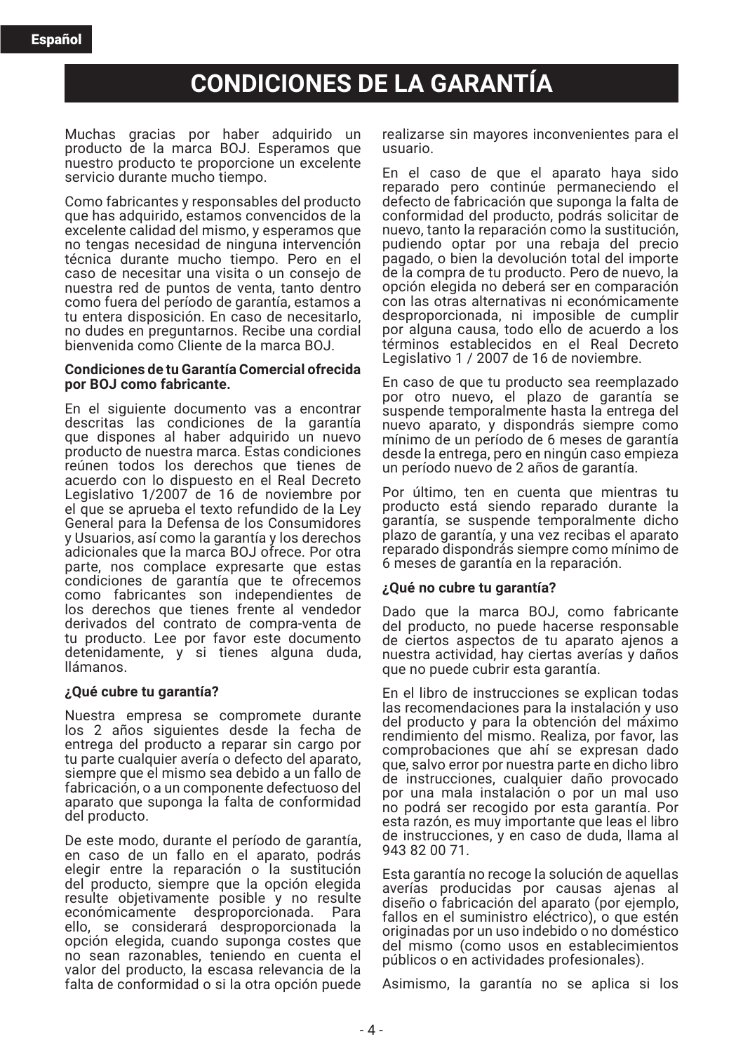Español

# CONDICIONES DE LA GARANTÍA

Muchas gracias por haber adquirido un producto de la marca BOJ. Esperamos que nuestro producto te proporcione un excelente servicio durante mucho tiempo.

Como fabricantes y responsables del producto que has adquirido, estamos convencidos de la excelente calidad del mismo, y esperamos que no tengas necesidad de ninguna intervención técnica durante mucho tiempo. Pero en el caso de necesitar una visita o un consejo de nuestra red de puntos de venta, tanto dentro como fuera del período de garantía, estamos a tu entera disposición. En caso de necesitarlo, no dudes en preguntarnos. Recibe una cordial bienvenida como Cliente de la marca BOJ.

**Condiciones de tu Garantía Comercial ofrecida por BOJ como fabricante.**

En el siguiente documento vas a encontrar descritas las condiciones de la garantía que dispones al haber adquirido un nuevo producto de nuestra marca. Estas condiciones reúnen todos los derechos que tienes de acuerdo con lo dispuesto en el Real Decreto Legislativo 1/2007 de 16 de noviembre por el que se aprueba el texto refundido de la Ley General para la Defensa de los Consumidores y Usuarios, así como la garantía y los derechos adicionales que la marca BOJ ofrece. Por otra parte, nos complace expresarte que estas condiciones de garantía que te ofrecemos como fabricantes son independientes de los derechos que tienes frente al vendedor derivados del contrato de compra-venta de tu producto. Lee por favor este documento detenidamente, y si tienes alguna duda, llámanos.

**¿Qué cubre tu garantía?**

Nuestra empresa se compromete durante los 2 años siguientes desde la fecha de entrega del producto a reparar sin cargo por tu parte cualquier avería o defecto del aparato, siempre que el mismo sea debido a un fallo de fabricación, o a un componente defectuoso del aparato que suponga la falta de conformidad del producto.

De este modo, durante el período de garantía, en caso de un fallo en el aparato, podrás elegir entre la reparación o la sustitución del producto, siempre que la opción elegida resulte objetivamente posible y no resulte económicamente desproporcionada. Para ello, se considerará desproporcionada la opción elegida, cuando suponga costes que no sean razonables, teniendo en cuenta el valor del producto, la escasa relevancia de la falta de conformidad o si la otra opción puede realizarse sin mayores inconvenientes para el usuario.

En el caso de que el aparato haya sido reparado pero continúe permaneciendo el defecto de fabricación que suponga la falta de conformidad del producto, podrás solicitar de nuevo, tanto la reparación como la sustitución, pudiendo optar por una rebaja del precio pagado, o bien la devolución total del importe de la compra de tu producto. Pero de nuevo, la opción elegida no deberá ser en comparación con las otras alternativas ni económicamente desproporcionada, ni imposible de cumplir por alguna causa, todo ello de acuerdo a los términos establecidos en el Real Decreto Legislativo 1 / 2007 de 16 de noviembre.

En caso de que tu producto sea reemplazado por otro nuevo, el plazo de garantía se suspende temporalmente hasta la entrega del nuevo aparato, y dispondrás siempre como mínimo de un período de 6 meses de garantía desde la entrega, pero en ningún caso empieza un período nuevo de 2 años de garantía.

Por último, ten en cuenta que mientras tu producto está siendo reparado durante la garantía, se suspende temporalmente dicho plazo de garantía, y una vez recibas el aparato reparado dispondrás siempre como mínimo de 6 meses de garantía en la reparación.

**¿Qué no cubre tu garantía?**

Dado que la marca BOJ, como fabricante del producto, no puede hacerse responsable de ciertos aspectos de tu aparato ajenos a nuestra actividad, hay ciertas averías y daños que no puede cubrir esta garantía.

En el libro de instrucciones se explican todas las recomendaciones para la instalación y uso del producto y para la obtención del máximo rendimiento del mismo. Realiza, por favor, las comprobaciones que ahí se expresan dado que, salvo error por nuestra parte en dicho libro de instrucciones, cualquier daño provocado por una mala instalación o por un mal uso no podrá ser recogido por esta garantía. Por esta razón, es muy importante que leas el libro de instrucciones, y en caso de duda, llama al 943 82 00 71.

Esta garantía no recoge la solución de aquellas averías producidas por causas ajenas al diseño o fabricación del aparato (por ejemplo, fallos en el suministro eléctrico), o que estén originadas por un uso indebido o no doméstico del mismo (como usos en establecimientos públicos o en actividades profesionales).

Asimismo, la garantía no se aplica si los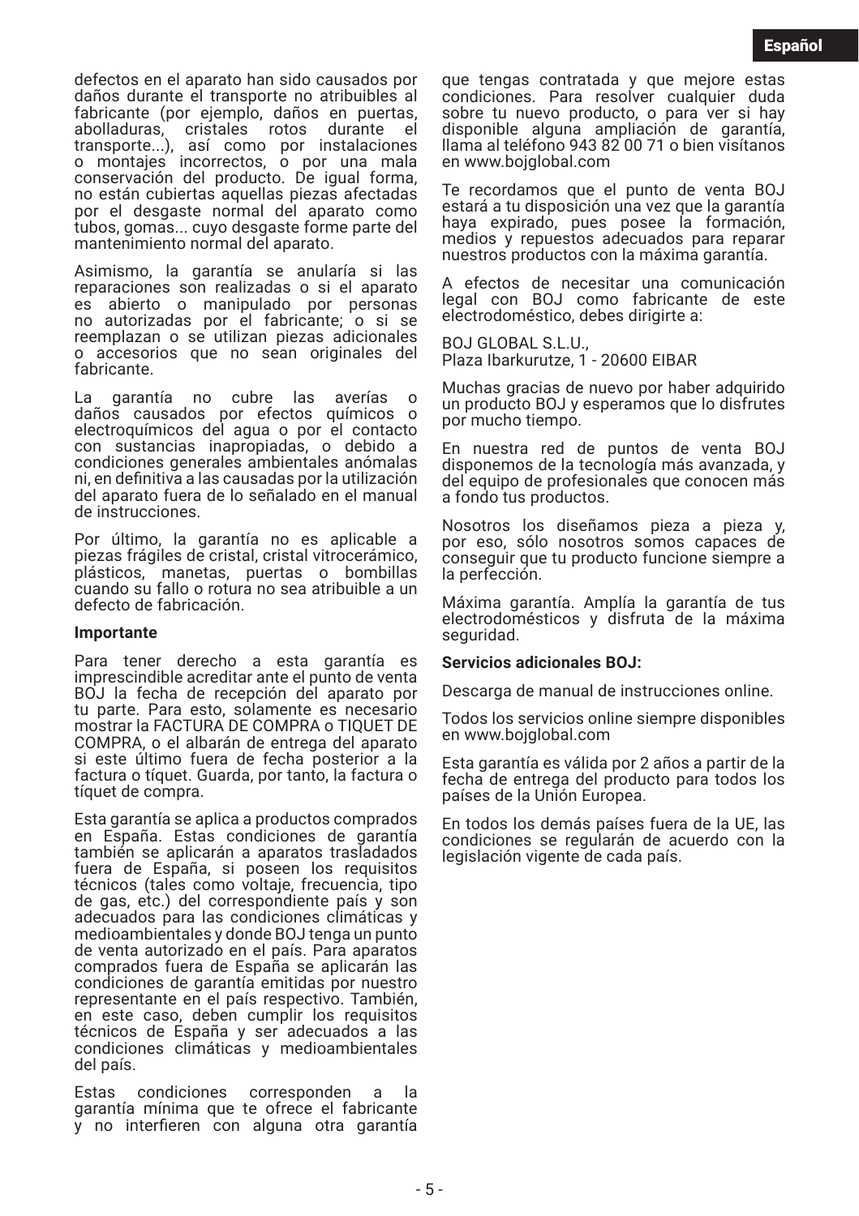defectos en el aparato han sido causados por daños durante el transporte no atribuibles al fabricante (por ejemplo, daños en puertas, abolladuras, cristales rotos durante el transporte...), así como por instalaciones o montajes incorrectos, o por una mala conservación del producto. De igual forma, no están cubiertas aquellas piezas afectadas por el desgaste normal del aparato como tubos, gomas... cuyo desgaste forme parte del mantenimiento normal del aparato.

Asimismo, la garantía se anularía si las reparaciones son realizadas o si el aparato es abierto o manipulado por personas no autorizadas por el fabricante; o si se reemplazan o se utilizan piezas adicionales o accesorios que no sean originales del fabricante.

La garantía no cubre las averías o daños causados por efectos químicos o electroquímicos del agua o por el contacto con sustancias inapropiadas, o debido a condiciones generales ambientales anómalas ni, en definitiva a las causadas por la utilización del aparato fuera de lo señalado en el manual de instrucciones.

Por último, la garantía no es aplicable a piezas frágiles de cristal, cristal vitrocerámico, plásticos, manetas, puertas o bombillas cuando su fallo o rotura no sea atribuible a un defecto de fabricación.

**Importante**

Para tener derecho a esta garantía es imprescindible acreditar ante el punto de venta BOJ la fecha de recepción del aparato por tu parte. Para esto, solamente es necesario mostrar la FACTURA DE COMPRA o TIQUET DE COMPRA, o el albarán de entrega del aparato si este último fuera de fecha posterior a la factura o tíquet. Guarda, por tanto, la factura o tíquet de compra.

Esta garantía se aplica a productos comprados en España. Estas condiciones de garantía también se aplicarán a aparatos trasladados fuera de España, si poseen los requisitos técnicos (tales como voltaje, frecuencia, tipo de gas, etc.) del correspondiente país y son adecuados para las condiciones climáticas y medioambientales y donde BOJ tenga un punto de venta autorizado en el país. Para aparatos comprados fuera de España se aplicarán las condiciones de garantía emitidas por nuestro representante en el país respectivo. También, en este caso, deben cumplir los requisitos técnicos de España y ser adecuados a las condiciones climáticas y medioambientales del país.

Estas condiciones corresponden a la garantía mínima que te ofrece el fabricante y no interfieren con alguna otra garantía que tengas contratada y que mejore estas condiciones. Para resolver cualquier duda sobre tu nuevo producto, o para ver si hay disponible alguna ampliación de garantía, llama al teléfono 943 82 00 71 o bien visítanos en www.bojglobal.com

Te recordamos que el punto de venta BOJ estará a tu disposición una vez que la garantía haya expirado, pues posee la formación, medios y repuestos adecuados para reparar nuestros productos con la máxima garantía.

A efectos de necesitar una comunicación legal con BOJ como fabricante de este electrodoméstico, debes dirigirte a:

BOJ GLOBAL S.L.U.,
Plaza Ibarkurutze, 1 - 20600 EIBAR

Muchas gracias de nuevo por haber adquirido un producto BOJ y esperamos que lo disfrutes por mucho tiempo.

En nuestra red de puntos de venta BOJ disponemos de la tecnología más avanzada, y del equipo de profesionales que conocen más a fondo tus productos.

Nosotros los diseñamos pieza a pieza y, por eso, sólo nosotros somos capaces de conseguir que tu producto funcione siempre a la perfección.

Máxima garantía. Amplía la garantía de tus electrodomésticos y disfruta de la máxima seguridad.

**Servicios adicionales BOJ:**

Descarga de manual de instrucciones online.

Todos los servicios online siempre disponibles en www.bojglobal.com

Esta garantía es válida por 2 años a partir de la fecha de entrega del producto para todos los países de la Unión Europea.

En todos los demás países fuera de la UE, las condiciones se regularán de acuerdo con la legislación vigente de cada país.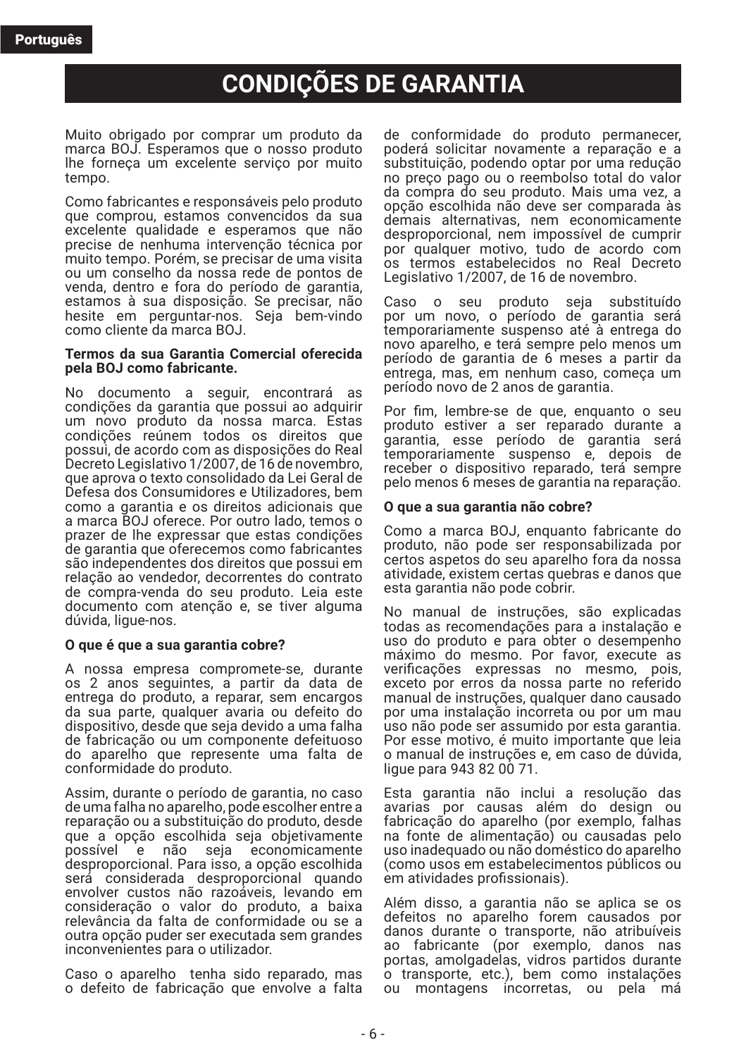Português

# CONDIÇÕES DE GARANTIA

Muito obrigado por comprar um produto da marca BOJ. Esperamos que o nosso produto lhe forneça um excelente serviço por muito tempo.

Como fabricantes e responsáveis pelo produto que comprou, estamos convencidos da sua excelente qualidade e esperamos que não precise de nenhuma intervenção técnica por muito tempo. Porém, se precisar de uma visita ou um conselho da nossa rede de pontos de venda, dentro e fora do período de garantia, estamos à sua disposição. Se precisar, não hesite em perguntar-nos. Seja bem-vindo como cliente da marca BOJ.

**Termos da sua Garantia Comercial oferecida pela BOJ como fabricante.**

No documento a seguir, encontrará as condições da garantia que possui ao adquirir um novo produto da nossa marca. Estas condições reúnem todos os direitos que possui, de acordo com as disposições do Real Decreto Legislativo 1/2007, de 16 de novembro, que aprova o texto consolidado da Lei Geral de Defesa dos Consumidores e Utilizadores, bem como a garantia e os direitos adicionais que a marca BOJ oferece. Por outro lado, temos o prazer de lhe expressar que estas condições de garantia que oferecemos como fabricantes são independentes dos direitos que possui em relação ao vendedor, decorrentes do contrato de compra-venda do seu produto. Leia este documento com atenção e, se tiver alguma dúvida, ligue-nos.

**O que é que a sua garantia cobre?**

A nossa empresa compromete-se, durante os 2 anos seguintes, a partir da data de entrega do produto, a reparar, sem encargos da sua parte, qualquer avaria ou defeito do dispositivo, desde que seja devido a uma falha de fabricação ou um componente defeituoso do aparelho que represente uma falta de conformidade do produto.

Assim, durante o período de garantia, no caso de uma falha no aparelho, pode escolher entre a reparação ou a substituição do produto, desde que a opção escolhida seja objetivamente possível e não seja economicamente desproporcional. Para isso, a opção escolhida será considerada desproporcional quando envolver custos não razoáveis, levando em consideração o valor do produto, a baixa relevância da falta de conformidade ou se a outra opção puder ser executada sem grandes inconvenientes para o utilizador.

Caso o aparelho tenha sido reparado, mas o defeito de fabricação que envolve a falta de conformidade do produto permanecer, poderá solicitar novamente a reparação e a substituição, podendo optar por uma redução no preço pago ou o reembolso total do valor da compra do seu produto. Mais uma vez, a opção escolhida não deve ser comparada às demais alternativas, nem economicamente desproporcional, nem impossível de cumprir por qualquer motivo, tudo de acordo com os termos estabelecidos no Real Decreto Legislativo 1/2007, de 16 de novembro.

Caso o seu produto seja substituído por um novo, o período de garantia será temporariamente suspenso até à entrega do novo aparelho, e terá sempre pelo menos um período de garantia de 6 meses a partir da entrega, mas, em nenhum caso, começa um período novo de 2 anos de garantia.

Por fim, lembre-se de que, enquanto o seu produto estiver a ser reparado durante a garantia, esse período de garantia será temporariamente suspenso e, depois de receber o dispositivo reparado, terá sempre pelo menos 6 meses de garantia na reparação.

**O que a sua garantia não cobre?**

Como a marca BOJ, enquanto fabricante do produto, não pode ser responsabilizada por certos aspetos do seu aparelho fora da nossa atividade, existem certas quebras e danos que esta garantia não pode cobrir.

No manual de instruções, são explicadas todas as recomendações para a instalação e uso do produto e para obter o desempenho máximo do mesmo. Por favor, execute as verificações expressas no mesmo, pois, exceto por erros da nossa parte no referido manual de instruções, qualquer dano causado por uma instalação incorreta ou por um mau uso não pode ser assumido por esta garantia. Por esse motivo, é muito importante que leia o manual de instruções e, em caso de dúvida, ligue para 943 82 00 71.

Esta garantia não inclui a resolução das avarias por causas além do design ou fabricação do aparelho (por exemplo, falhas na fonte de alimentação) ou causadas pelo uso inadequado ou não doméstico do aparelho (como usos em estabelecimentos públicos ou em atividades profissionais).

Além disso, a garantia não se aplica se os defeitos no aparelho forem causados por danos durante o transporte, não atribuíveis ao fabricante (por exemplo, danos nas portas, amolgadelas, vidros partidos durante o transporte, etc.), bem como instalações ou montagens incorretas, ou pela má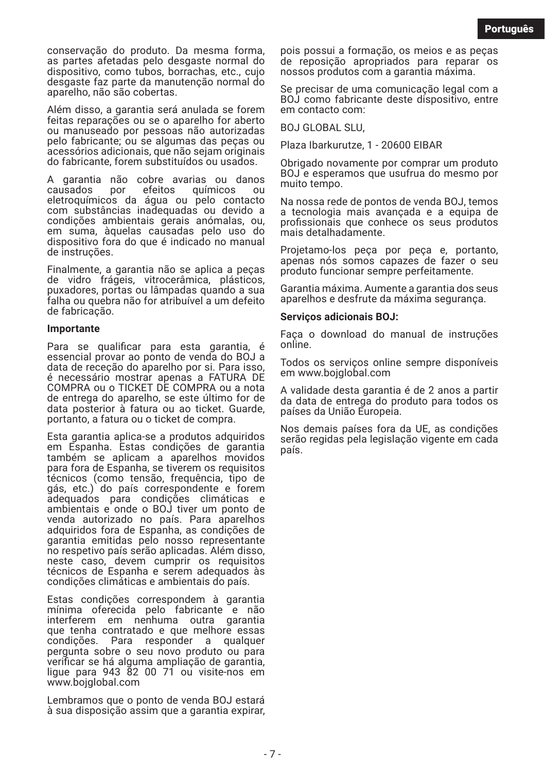conservação do produto. Da mesma forma, as partes afetadas pelo desgaste normal do dispositivo, como tubos, borrachas, etc., cujo desgaste faz parte da manutenção normal do aparelho, não são cobertas.

Além disso, a garantia será anulada se forem feitas reparações ou se o aparelho for aberto ou manuseado por pessoas não autorizadas pelo fabricante; ou se algumas das peças ou acessórios adicionais, que não sejam originais do fabricante, forem substituídos ou usados.

A garantia não cobre avarias ou danos causados por efeitos químicos ou eletroquímicos da água ou pelo contacto com substâncias inadequadas ou devido a condições ambientais gerais anómalas, ou, em suma, àquelas causadas pelo uso do dispositivo fora do que é indicado no manual de instruções.

Finalmente, a garantia não se aplica a peças de vidro frágeis, vitrocerâmica, plásticos, puxadores, portas ou lâmpadas quando a sua falha ou quebra não for atribuível a um defeito de fabricação.

**Importante**

Para se qualificar para esta garantia, é essencial provar ao ponto de venda do BOJ a data de receção do aparelho por si. Para isso, é necessário mostrar apenas a FATURA DE COMPRA ou o TICKET DE COMPRA ou a nota de entrega do aparelho, se este último for de data posterior à fatura ou ao ticket. Guarde, portanto, a fatura ou o ticket de compra.

Esta garantia aplica-se a produtos adquiridos em Espanha. Estas condições de garantia também se aplicam a aparelhos movidos para fora de Espanha, se tiverem os requisitos técnicos (como tensão, frequência, tipo de gás, etc.) do país correspondente e forem adequados para condições climáticas e ambientais e onde o BOJ tiver um ponto de venda autorizado no país. Para aparelhos adquiridos fora de Espanha, as condições de garantia emitidas pelo nosso representante no respetivo país serão aplicadas. Além disso, neste caso, devem cumprir os requisitos técnicos de Espanha e serem adequados às condições climáticas e ambientais do país.

Estas condições correspondem à garantia mínima oferecida pelo fabricante e não interferem em nenhuma outra garantia que tenha contratado e que melhore essas condições. Para responder a qualquer pergunta sobre o seu novo produto ou para verificar se há alguma ampliação de garantia, ligue para 943 82 00 71 ou visite-nos em www.bojglobal.com

Lembramos que o ponto de venda BOJ estará à sua disposição assim que a garantia expirar, pois possui a formação, os meios e as peças de reposição apropriados para reparar os nossos produtos com a garantia máxima.

Se precisar de uma comunicação legal com a BOJ como fabricante deste dispositivo, entre em contacto com:

BOJ GLOBAL SLU,

Plaza Ibarkurutze, 1 - 20600 EIBAR

Obrigado novamente por comprar um produto BOJ e esperamos que usufrua do mesmo por muito tempo.

Na nossa rede de pontos de venda BOJ, temos a tecnologia mais avançada e a equipa de profissionais que conhece os seus produtos mais detalhadamente.

Projetamo-los peça por peça e, portanto, apenas nós somos capazes de fazer o seu produto funcionar sempre perfeitamente.

Garantia máxima. Aumente a garantia dos seus aparelhos e desfrute da máxima segurança.

**Serviços adicionais BOJ:**

Faça o download do manual de instruções online.

Todos os serviços online sempre disponíveis em www.bojglobal.com

A validade desta garantia é de 2 anos a partir da data de entrega do produto para todos os países da União Europeia.

Nos demais países fora da UE, as condições serão regidas pela legislação vigente em cada país.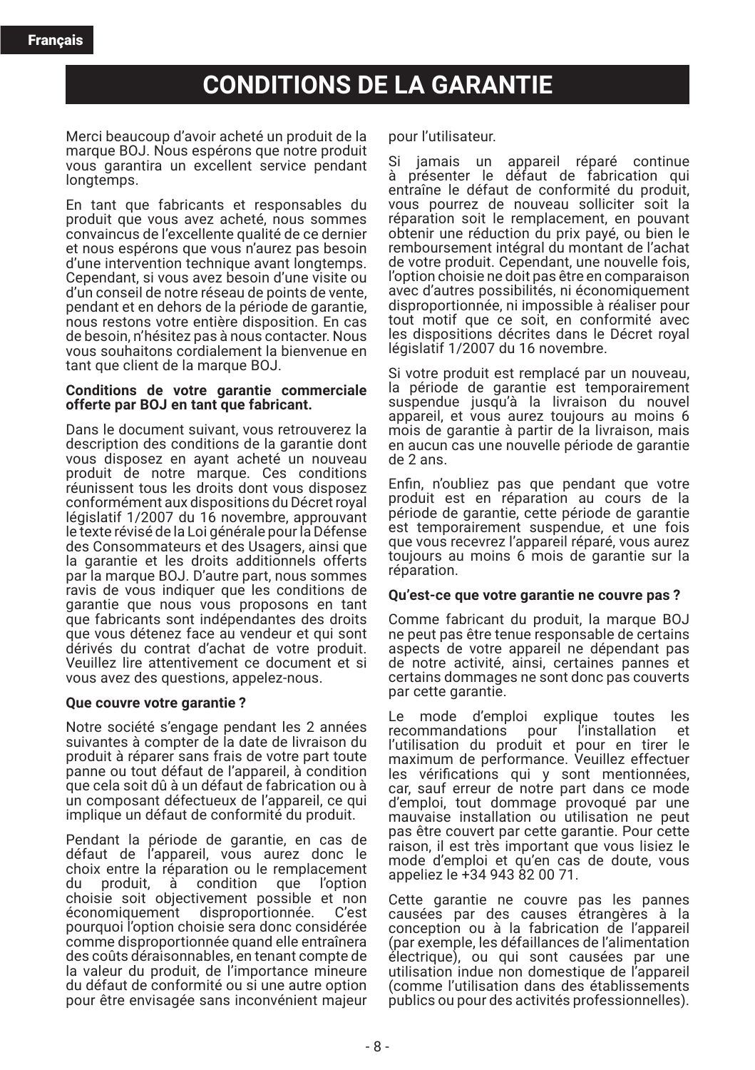# CONDITIONS DE LA GARANTIE

Merci beaucoup d'avoir acheté un produit de la marque BOJ. Nous espérons que notre produit vous garantira un excellent service pendant longtemps.

En tant que fabricants et responsables du produit que vous avez acheté, nous sommes convaincus de l'excellente qualité de ce dernier et nous espérons que vous n'aurez pas besoin d'une intervention technique avant longtemps. Cependant, si vous avez besoin d'une visite ou d'un conseil de notre réseau de points de vente, pendant et en dehors de la période de garantie, nous restons votre entière disposition. En cas de besoin, n'hésitez pas à nous contacter. Nous vous souhaitons cordialement la bienvenue en tant que client de la marque BOJ.

**Conditions de votre garantie commerciale offerte par BOJ en tant que fabricant.**

Dans le document suivant, vous retrouverez la description des conditions de la garantie dont vous disposez en ayant acheté un nouveau produit de notre marque. Ces conditions réunissent tous les droits dont vous disposez conformément aux dispositions du Décret royal législatif 1/2007 du 16 novembre, approuvant le texte révisé de la Loi générale pour la Défense des Consommateurs et des Usagers, ainsi que la garantie et les droits additionnels offerts par la marque BOJ. D'autre part, nous sommes ravis de vous indiquer que les conditions de garantie que nous vous proposons en tant que fabricants sont indépendantes des droits que vous détenez face au vendeur et qui sont dérivés du contrat d'achat de votre produit. Veuillez lire attentivement ce document et si vous avez des questions, appelez-nous.

**Que couvre votre garantie ?**

Notre société s'engage pendant les 2 années suivantes à compter de la date de livraison du produit à réparer sans frais de votre part toute panne ou tout défaut de l'appareil, à condition que cela soit dû à un défaut de fabrication ou à un composant défectueux de l'appareil, ce qui implique un défaut de conformité du produit.

Pendant la période de garantie, en cas de défaut de l'appareil, vous aurez donc le choix entre la réparation ou le remplacement du produit, à condition que l'option choisie soit objectivement possible et non économiquement disproportionnée. C'est pourquoi l'option choisie sera donc considérée comme disproportionnée quand elle entraînera des coûts déraisonnables, en tenant compte de la valeur du produit, de l'importance mineure du défaut de conformité ou si une autre option pour être envisagée sans inconvénient majeur pour l'utilisateur.

Si jamais un appareil réparé continue à présenter le défaut de fabrication qui entraîne le défaut de conformité du produit, vous pourrez de nouveau solliciter soit la réparation soit le remplacement, en pouvant obtenir une réduction du prix payé, ou bien le remboursement intégral du montant de l'achat de votre produit. Cependant, une nouvelle fois, l'option choisie ne doit pas être en comparaison avec d'autres possibilités, ni économiquement disproportionnée, ni impossible à réaliser pour tout motif que ce soit, en conformité avec les dispositions décrites dans le Décret royal législatif 1/2007 du 16 novembre.

Si votre produit est remplacé par un nouveau, la période de garantie est temporairement suspendue jusqu'à la livraison du nouvel appareil, et vous aurez toujours au moins 6 mois de garantie à partir de la livraison, mais en aucun cas une nouvelle période de garantie de 2 ans.

Enfin, n'oubliez pas que pendant que votre produit est en réparation au cours de la période de garantie, cette période de garantie est temporairement suspendue, et une fois que vous recevrez l'appareil réparé, vous aurez toujours au moins 6 mois de garantie sur la réparation.

**Qu'est-ce que votre garantie ne couvre pas ?**

Comme fabricant du produit, la marque BOJ ne peut pas être tenue responsable de certains aspects de votre appareil ne dépendant pas de notre activité, ainsi, certaines pannes et certains dommages ne sont donc pas couverts par cette garantie.

Le mode d'emploi explique toutes les recommandations pour l'installation et l'utilisation du produit et pour en tirer le maximum de performance. Veuillez effectuer les vérifications qui y sont mentionnées, car, sauf erreur de notre part dans ce mode d'emploi, tout dommage provoqué par une mauvaise installation ou utilisation ne peut pas être couvert par cette garantie. Pour cette raison, il est très important que vous lisiez le mode d'emploi et qu'en cas de doute, vous appeliez le +34 943 82 00 71.

Cette garantie ne couvre pas les pannes causées par des causes étrangères à la conception ou à la fabrication de l'appareil (par exemple, les défaillances de l'alimentation électrique), ou qui sont causées par une utilisation indue non domestique de l'appareil (comme l'utilisation dans des établissements publics ou pour des activités professionnelles).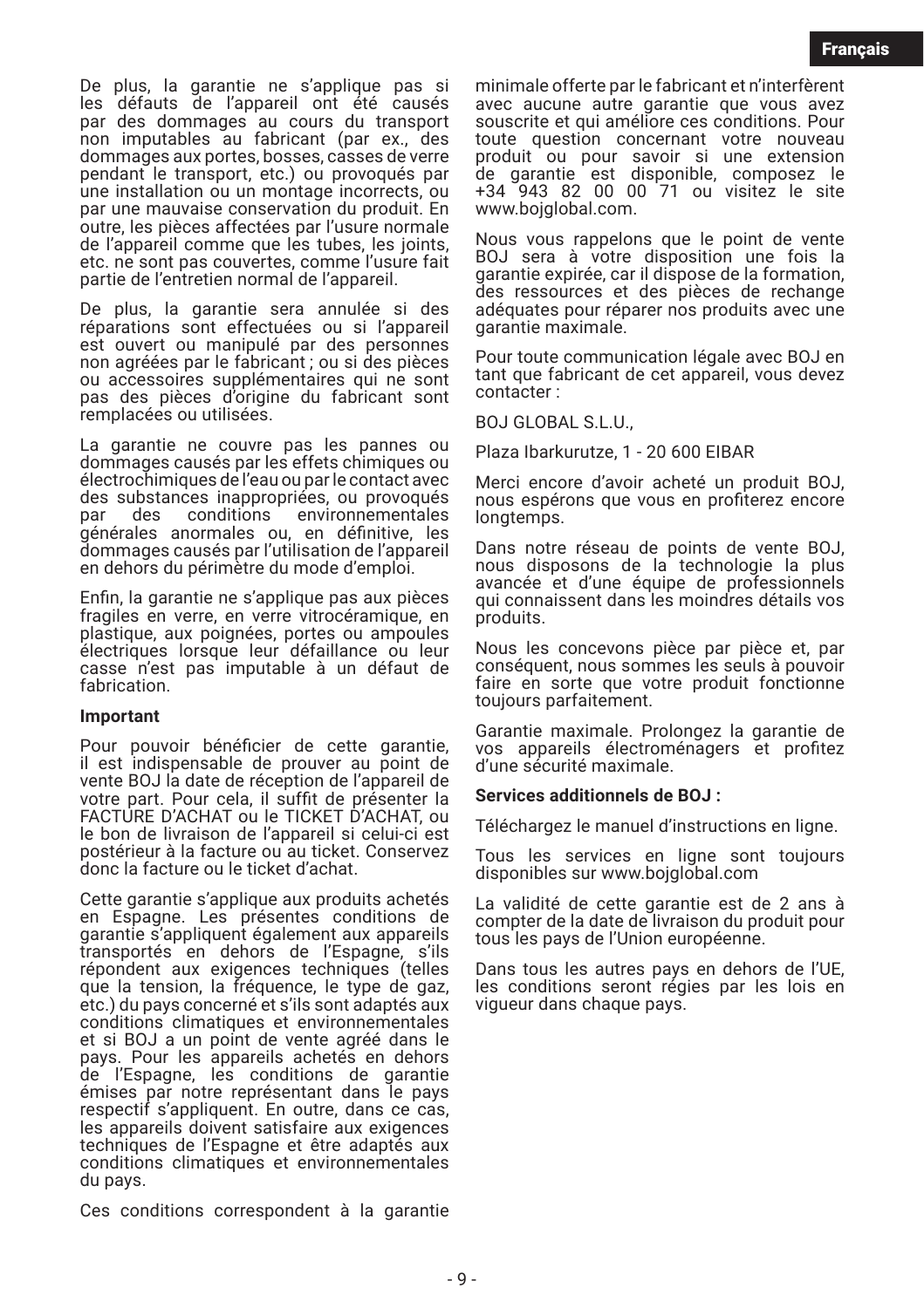De plus, la garantie ne s'applique pas si les défauts de l'appareil ont été causés par des dommages au cours du transport non imputables au fabricant (par ex., des dommages aux portes, bosses, casses de verre pendant le transport, etc.) ou provoqués par une installation ou un montage incorrects, ou par une mauvaise conservation du produit. En outre, les pièces affectées par l'usure normale de l'appareil comme que les tubes, les joints, etc. ne sont pas couvertes, comme l'usure fait partie de l'entretien normal de l'appareil.

De plus, la garantie sera annulée si des réparations sont effectuées ou si l'appareil est ouvert ou manipulé par des personnes non agréées par le fabricant ; ou si des pièces ou accessoires supplémentaires qui ne sont pas des pièces d'origine du fabricant sont remplacées ou utilisées.

La garantie ne couvre pas les pannes ou dommages causés par les effets chimiques ou électrochimiques de l'eau ou par le contact avec des substances inappropriées, ou provoqués par des conditions environnementales générales anormales ou, en définitive, les dommages causés par l'utilisation de l'appareil en dehors du périmètre du mode d'emploi.

Enfin, la garantie ne s'applique pas aux pièces fragiles en verre, en verre vitrocéramique, en plastique, aux poignées, portes ou ampoules électriques lorsque leur défaillance ou leur casse n'est pas imputable à un défaut de fabrication.

**Important**

Pour pouvoir bénéficier de cette garantie, il est indispensable de prouver au point de vente BOJ la date de réception de l'appareil de votre part. Pour cela, il suffit de présenter la FACTURE D'ACHAT ou le TICKET D'ACHAT, ou le bon de livraison de l'appareil si celui-ci est postérieur à la facture ou au ticket. Conservez donc la facture ou le ticket d'achat.

Cette garantie s'applique aux produits achetés en Espagne. Les présentes conditions de garantie s'appliquent également aux appareils transportés en dehors de l'Espagne, s'ils répondent aux exigences techniques (telles que la tension, la fréquence, le type de gaz, etc.) du pays concerné et s'ils sont adaptés aux conditions climatiques et environnementales et si BOJ a un point de vente agréé dans le pays. Pour les appareils achetés en dehors de l'Espagne, les conditions de garantie émises par notre représentant dans le pays respectif s'appliquent. En outre, dans ce cas, les appareils doivent satisfaire aux exigences techniques de l'Espagne et être adaptés aux conditions climatiques et environnementales du pays.

Ces conditions correspondent à la garantie minimale offerte par le fabricant et n'interfèrent avec aucune autre garantie que vous avez souscrite et qui améliore ces conditions. Pour toute question concernant votre nouveau produit ou pour savoir si une extension de garantie est disponible, composez le +34 943 82 00 00 71 ou visitez le site www.bojglobal.com.

Nous vous rappelons que le point de vente BOJ sera à votre disposition une fois la garantie expirée, car il dispose de la formation, des ressources et des pièces de rechange adéquates pour réparer nos produits avec une garantie maximale.

Pour toute communication légale avec BOJ en tant que fabricant de cet appareil, vous devez contacter :

BOJ GLOBAL S.L.U.,

Plaza Ibarkurutze, 1 - 20 600 EIBAR

Merci encore d'avoir acheté un produit BOJ, nous espérons que vous en profiterez encore longtemps.

Dans notre réseau de points de vente BOJ, nous disposons de la technologie la plus avancée et d'une équipe de professionnels qui connaissent dans les moindres détails vos produits.

Nous les concevons pièce par pièce et, par conséquent, nous sommes les seuls à pouvoir faire en sorte que votre produit fonctionne toujours parfaitement.

Garantie maximale. Prolongez la garantie de vos appareils électroménagers et profitez d'une sécurité maximale.

**Services additionnels de BOJ :**

Téléchargez le manuel d'instructions en ligne.

Tous les services en ligne sont toujours disponibles sur www.bojglobal.com

La validité de cette garantie est de 2 ans à compter de la date de livraison du produit pour tous les pays de l'Union européenne.

Dans tous les autres pays en dehors de l'UE, les conditions seront régies par les lois en vigueur dans chaque pays.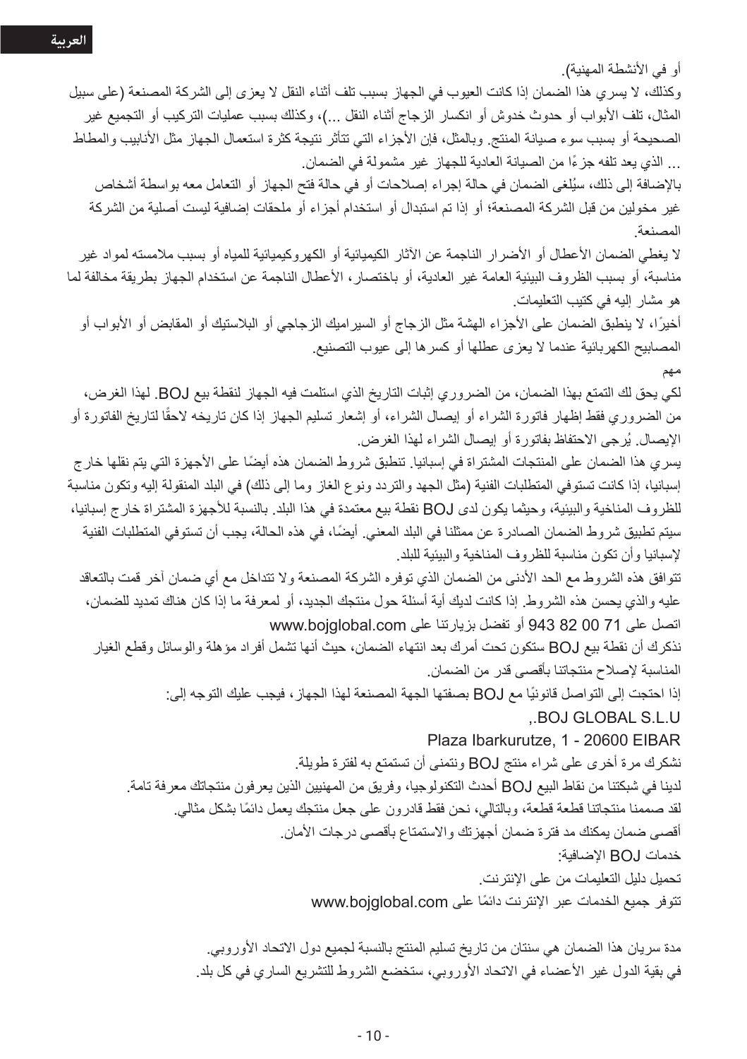أو في الأنشطة المهنية).

وكذلك، لا يسري هذا الضمان إذا كانت العيوب في الجهاز بسبب تلف أثناء النقل لا يعزى إلى الشركة المصنعة (على سبيل المثال، تلف الأبواب أو حدوث خدوش أو انكسار الزجاج أثناء النقل ...)، وكذلك بسبب عمليات التركيب أو التجميع غير الصحيحة أو بسبب سوء صيانة المنتج. وبالمثل، فإن الأجزاء التي تتأثر نتيجة كثرة استعمال الجهاز مثل الأنابيب والمطاط ... الذي يعد تلفه جزءًا من الصيانة العادية للجهاز غير مشمولة في الضمان.

بالإضافة إلى ذلك، سيُلغى الضمان في حالة إجراء إصلاحات أو في حالة فتح الجهاز أو التعامل معه بواسطة أشخاص غير مخولين من قبل الشركة المصنعة؛ أو إذا تم استبدال أو استخدام أجزاء أو ملحقات إضافية ليست أصلية من الشركة المصنعة.

لا يغطي الضمان الأعطال أو الأضرار الناجمة عن الآثار الكيميائية أو الكهروكيميائية للمياه أو بسبب ملامسته لمواد غير مناسبة، أو بسبب الظروف البيئية العامة غير العادية، أو باختصار، الأعطال الناجمة عن استخدام الجهاز بطريقة مخالفة لما هو مشار إليه في كتيب التعليمات.

أخيرًا، لا ينطبق الضمان على الأجزاء الهشة مثل الزجاج أو السيراميك الزجاجي أو البلاستيك أو المقابض أو الأبواب أو المصابيح الكهربائية عندما لا يعزى عطلها أو كسرها إلى عيوب التصنيع.

مهم

لكي يحق لك التمتع بهذا الضمان، من الضروري إثبات التاريخ الذي استلمت فيه الجهاز لنقطة بيع BOJ. لهذا الغرض، من الضروري فقط إظهار فاتورة الشراء أو إيصال الشراء، أو إشعار تسليم الجهاز إذا كان تاريخه لاحقًا لتاريخ الفاتورة أو الإيصال. يُرجى الاحتفاظ بفاتورة أو إيصال الشراء لهذا الغرض.

يسري هذا الضمان على المنتجات المشتراة في إسبانيا. تنطبق شروط الضمان هذه أيضًا على الأجهزة التي يتم نقلها خارج إسبانيا، إذا كانت تستوفي المتطلبات الفنية (مثل الجهد والتردد ونوع الغاز وما إلى ذلك) في البلد المنقولة إليه وتكون مناسبة للظروف المناخية والبيئية، وحيثما يكون لدى BOJ نقطة بيع معتمدة في هذا البلد. بالنسبة للأجهزة المشتراة خارج إسبانيا، سيتم تطبيق شروط الضمان الصادرة عن ممثلنا في البلد المعني. أيضًا، في هذه الحالة، يجب أن تستوفي المتطلبات الفنية لإسبانيا وأن تكون مناسبة للظروف المناخية والبيئية للبلد.

تتوافق هذه الشروط مع الحد الأدنى من الضمان الذي توفره الشركة المصنعة ولا تتداخل مع أي ضمان آخر قمت بالتعاقد عليه والذي يحسن هذه الشروط. إذا كانت لديك أية أسئلة حول منتجك الجديد، أو لمعرفة ما إذا كان هناك تمديد للضمان، اتصل على 71 00 82 943 أو تفضل بزيارتنا على www.bojglobal.com

نذكرك أن نقطة بيع BOJ ستكون تحت أمرك بعد انتهاء الضمان، حيث أنها تشمل أفراد مؤهلة والوسائل وقطع الغيار المناسبة لإصلاح منتجاتنا بأقصى قدر من الضمان.

إذا احتجت إلى التواصل قانونيًا مع BOJ بصفتها الجهة المصنعة لهذا الجهاز، فيجب عليك التوجه إلى:

BOJ GLOBAL S.L.U.,

Plaza Ibarkurutze, 1 - 20600 EIBAR

نشكرك مرة أخرى على شراء منتج BOJ ونتمنى أن تستمتع به لفترة طويلة.

لدينا في شبكتنا من نقاط البيع BOJ أحدث التكنولوجيا، وفريق من المهنيين الذين يعرفون منتجاتك معرفة تامة.

لقد صممنا منتجاتنا قطعة قطعة، وبالتالي، نحن فقط قادرون على جعل منتجك يعمل دائمًا بشكل مثالي.

أقصى ضمان يمكنك مد فترة ضمان أجهزتك والاستمتاع بأقصى درجات الأمان.

خدمات BOJ الإضافية:

تحميل دليل التعليمات من على الإنترنت.

تتوفر جميع الخدمات عبر الإنترنت دائمًا على www.bojglobal.com

مدة سريان هذا الضمان هي سنتان من تاريخ تسليم المنتج بالنسبة لجميع دول الاتحاد الأوروبي.

في بقية الدول غير الأعضاء في الاتحاد الأوروبي، ستخضع الشروط للتشريع الساري في كل بلد.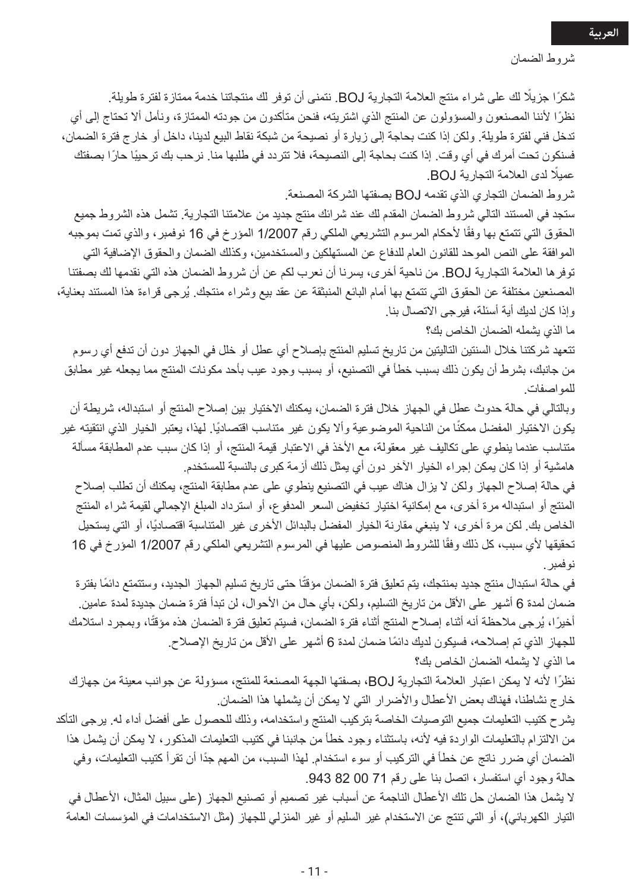شروط الضمان

شكرًا جزيلًا لك على شراء منتج العلامة التجارية BOJ. نتمنى أن توفر لك منتجاتنا خدمة ممتازة لفترة طويلة.

نظرًا لأننا المصنعون والمسؤولون عن المنتج الذي اشتريته، فنحن متأكدون من جودته الممتازة، ونأمل ألا تحتاج إلى أي تدخل فني لفترة طويلة. ولكن إذا كنت بحاجة إلى زيارة أو نصيحة من شبكة نقاط البيع لدينا، داخل أو خارج فترة الضمان، فسنكون تحت أمرك في أي وقت. إذا كنت بحاجة إلى النصيحة، فلا تتردد في طلبها منا. نرحب بك ترحيبًا حارًا بصفتك عميلًا لدى العلامة التجارية BOJ.

شروط الضمان التجاري الذي تقدمه BOJ بصفتها الشركة المصنعة.

ستجد في المستند التالي شروط الضمان المقدم لك عند شرائك منتج جديد من علامتنا التجارية. تشمل هذه الشروط جميع الحقوق التي تتمتع بها وفقًا لأحكام المرسوم التشريعي الملكي رقم 1/2007 المؤرخ في 16 نوفمبر، والذي تمت بموجبه الموافقة على النص الموحد للقانون العام للدفاع عن المستهلكين والمستخدمين، وكذلك الضمان والحقوق الإضافية التي توفرها العلامة التجارية BOJ. من ناحية أخرى، يسرنا أن نعرب لكم عن أن شروط الضمان هذه التي نقدمها لك بصفتنا المصنعين مختلفة عن الحقوق التي تتمتع بها أمام البائع المنبثقة عن عقد بيع وشراء منتجك. يُرجى قراءة هذا المستند بعناية، وإذا كان لديك أية أسئلة، فيرجى الاتصال بنا.

ما الذي يشمله الضمان الخاص بك؟

تتعهد شركتنا خلال السنتين التاليتين من تاريخ تسليم المنتج بإصلاح أي عطل أو خلل في الجهاز دون أن تدفع أي رسوم من جانبك، بشرط أن يكون ذلك بسبب خطأ في التصنيع، أو بسبب وجود عيب بأحد مكونات المنتج مما يجعله غير مطابق للمواصفات.

وبالتالي في حالة حدوث عطل في الجهاز خلال فترة الضمان، يمكنك الاختيار بين إصلاح المنتج أو استبداله، شريطة أن يكون الاختيار المفضل ممكنًا من الناحية الموضوعية وألا يكون غير متناسب اقتصاديًا. لهذا، يعتبر الخيار الذي انتقيته غير متناسب عندما ينطوي على تكاليف غير معقولة، مع الأخذ في الاعتبار قيمة المنتج، أو إذا كان سبب عدم المطابقة مسألة هامشية أو إذا كان يمكن إجراء الخيار الآخر دون أي يمثل ذلك أزمة كبرى بالنسبة للمستخدم.

في حالة إصلاح الجهاز ولكن لا يزال هناك عيب في التصنيع ينطوي على عدم مطابقة المنتج، يمكنك أن تطلب إصلاح المنتج أو استبداله مرة أخرى، مع إمكانية اختيار تخفيض السعر المدفوع، أو استرداد المبلغ الإجمالي لقيمة شراء المنتج الخاص بك. لكن مرة أخرى، لا ينبغي مقارنة الخيار المفضل بالبدائل الأخرى غير المتناسبة اقتصاديًا، أو التي يستحيل تحقيقها لأي سبب، كل ذلك وفقًا للشروط المنصوص عليها في المرسوم التشريعي الملكي رقم 1/2007 المؤرخ في 16 نوفمبر.

في حالة استبدال منتج جديد بمنتجك، يتم تعليق فترة الضمان مؤقتًا حتى تاريخ تسليم الجهاز الجديد، وستتمتع دائمًا بفترة ضمان لمدة 6 أشهر على الأقل من تاريخ التسليم، ولكن، بأي حال من الأحوال، لن تبدأ فترة ضمان جديدة لمدة عامين.

أخيرًا، يُرجى ملاحظة أنه أثناء إصلاح المنتج أثناء فترة الضمان، فسيتم تعليق فترة الضمان هذه مؤقتًا، وبمجرد استلامك للجهاز الذي تم إصلاحه، فسيكون لديك دائمًا ضمان لمدة 6 أشهر على الأقل من تاريخ الإصلاح.

ما الذي لا يشمله الضمان الخاص بك؟

نظرًا لأنه لا يمكن اعتبار العلامة التجارية BOJ، بصفتها الجهة المصنعة للمنتج، مسؤولة عن جوانب معينة من جهازك خارج نشاطنا، فهناك بعض الأعطال والأضرار التي لا يمكن أن يشملها هذا الضمان.

يشرح كتيب التعليمات جميع التوصيات الخاصة بتركيب المنتج واستخدامه، وذلك للحصول على أفضل أداء له. يرجى التأكد من الالتزام بالتعليمات الواردة فيه لأنه، باستثناء وجود خطأ من جانبنا في كتيب التعليمات المذكور، لا يمكن أن يشمل هذا الضمان أي ضرر ناتج عن خطأ في التركيب أو سوء استخدام. لهذا السبب، من المهم جدًا أن تقرأ كتيب التعليمات، وفي حالة وجود أي استفسار، اتصل بنا على رقم 71 00 82 943.

لا يشمل هذا الضمان حل تلك الأعطال الناجمة عن أسباب غير تصميم أو تصنيع الجهاز (على سبيل المثال، الأعطال في التيار الكهربائي)، أو التي تنتج عن الاستخدام غير السليم أو غير المنزلي للجهاز (مثل الاستخدامات في المؤسسات العامة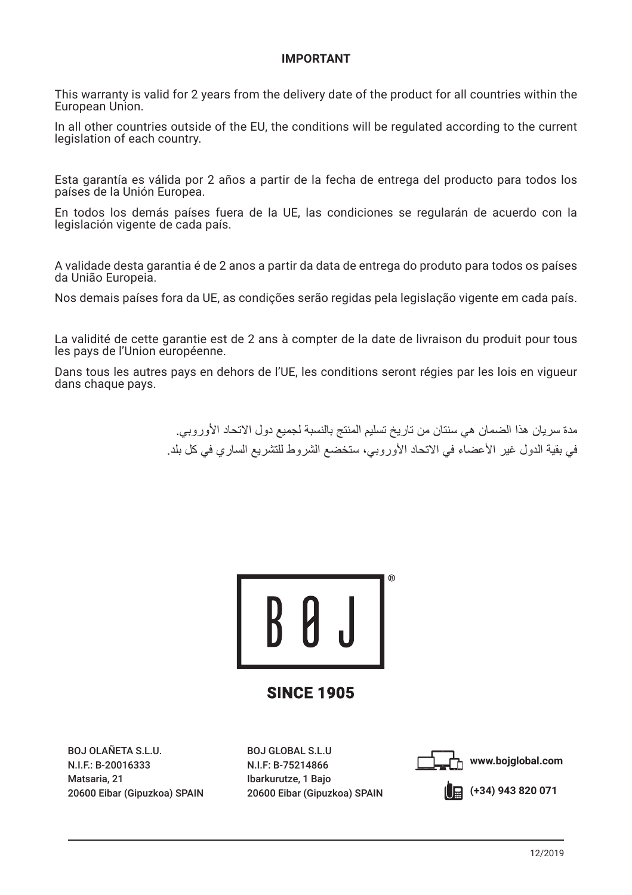**IMPORTANT**

This warranty is valid for 2 years from the delivery date of the product for all countries within the European Union.

In all other countries outside of the EU, the conditions will be regulated according to the current legislation of each country.

Esta garantía es válida por 2 años a partir de la fecha de entrega del producto para todos los países de la Unión Europea.

En todos los demás países fuera de la UE, las condiciones se regularán de acuerdo con la legislación vigente de cada país.

A validade desta garantia é de 2 anos a partir da data de entrega do produto para todos os países da União Europeia.

Nos demais países fora da UE, as condições serão regidas pela legislação vigente em cada país.

La validité de cette garantie est de 2 ans à compter de la date de livraison du produit pour tous les pays de l'Union européenne.

Dans tous les autres pays en dehors de l'UE, les conditions seront régies par les lois en vigueur dans chaque pays.

مدة سريان هذا الضمان هي سنتان من تاريخ تسليم المنتج بالنسبة لجميع دول الاتحاد الأوروبي.

في بقية الدول غير الأعضاء في الاتحاد الأوروبي، ستخضع الشروط للتشريع الساري في كل بلد.

BOJ®

SINCE 1905

BOJ OLAÑETA S.L.U.
N.I.F.: B-20016333
Matsaria, 21
20600 Eibar (Gipuzkoa) SPAIN

BOJ GLOBAL S.L.U
N.I.F: B-75214866
Ibarkurutze, 1 Bajo
20600 Eibar (Gipuzkoa) SPAIN

www.bojglobal.com

(+34) 943 820 071

12/2019